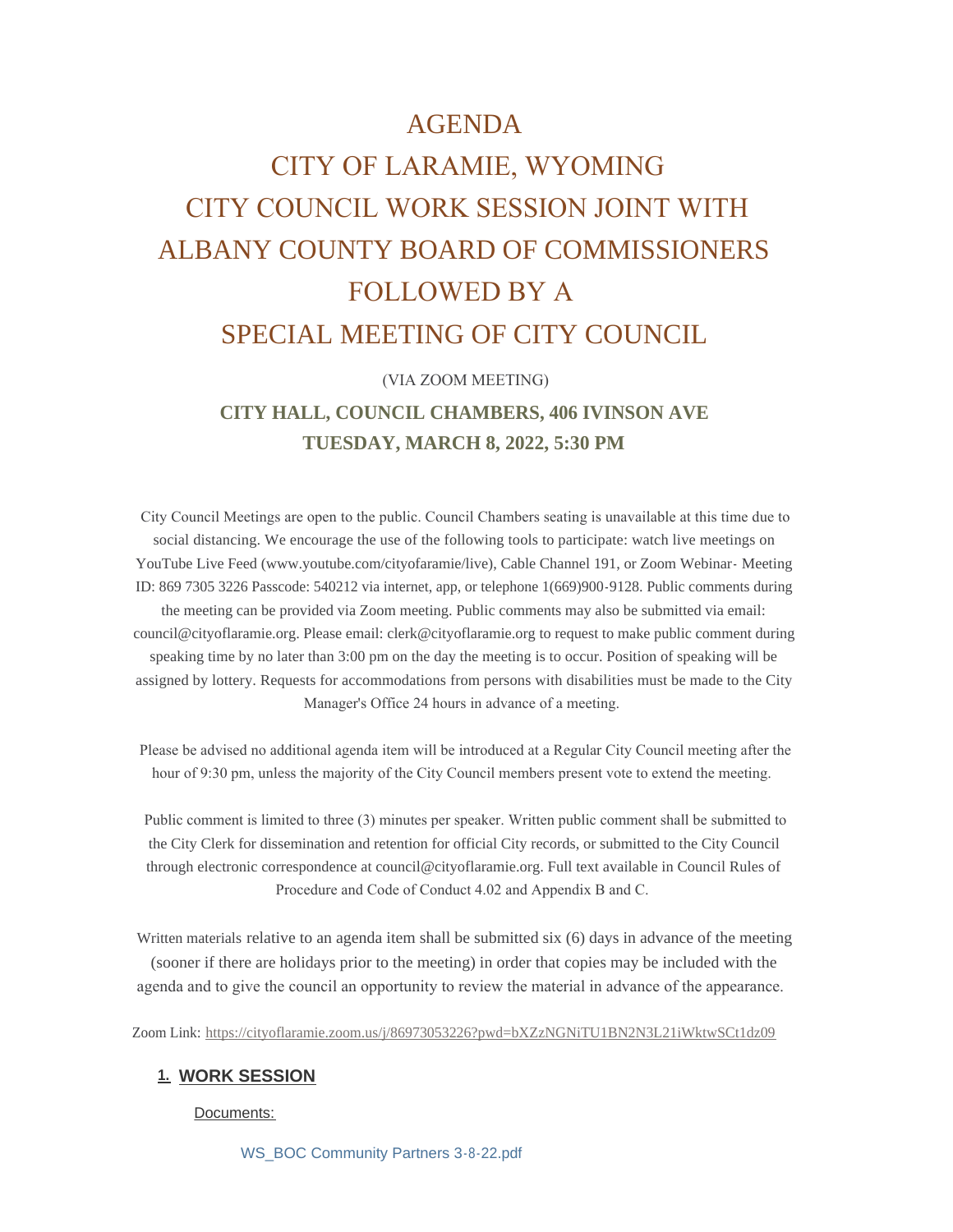# AGENDA

# CITY OF LARAMIE, WYOMING

# CITY COUNCIL WORK SESSION JOINT WITH ALBANY COUNTY BOARD OF COMMISSIONERS FOLLOWED BY A SPECIAL MEETING OF CITY COUNCIL

(VIA ZOOM MEETING)

**CITY HALL, COUNCIL CHAMBERS, 406 IVINSON AVE**

**TUESDAY, MARCH 8, 2022, 5:30 PM**

City Council Meetings are open to the public. Council Chambers seating is unavailable at this time due to social distancing. We encourage the use of the following tools to participate: watch live meetings on YouTube Live Feed (www.youtube.com/cityofaramie/live), Cable Channel 191, or Zoom Webinar- Meeting ID: 869 7305 3226 Passcode: 540212 via internet, app, or telephone 1(669)900-9128. Public comments during the meeting can be provided via Zoom meeting. Public comments may also be submitted via email: council@cityoflaramie.org. Please email: clerk@cityoflaramie.org to request to make public comment during speaking time by no later than 3:00 pm on the day the meeting is to occur. Position of speaking will be assigned by lottery. Requests for accommodations from persons with disabilities must be made to the City Manager's Office 24 hours in advance of a meeting.

Please be advised no additional agenda item will be introduced at a Regular City Council meeting after the hour of 9:30 pm, unless the majority of the City Council members present vote to extend the meeting.

Public comment is limited to three (3) minutes per speaker. Written public comment shall be submitted to the City Clerk for dissemination and retention for official City records, or submitted to the City Council through electronic correspondence at council@cityoflaramie.org. Full text available in Council Rules of Procedure and Code of Conduct 4.02 and Appendix B and C.

Written materials relative to an agenda item shall be submitted six (6) days in advance of the meeting (sooner if there are holidays prior to the meeting) in order that copies may be included with the agenda and to give the council an opportunity to review the material in advance of the appearance.

Zoom Link: https://cityoflaramie.zoom.us/j/86973053226?pwd=bXZzNGNiTU1BN2N3L21iWktwSCt1dz09

## 1. WORK SESSION

Documents:

WS_BOC Community Partners 3-8-22.pdf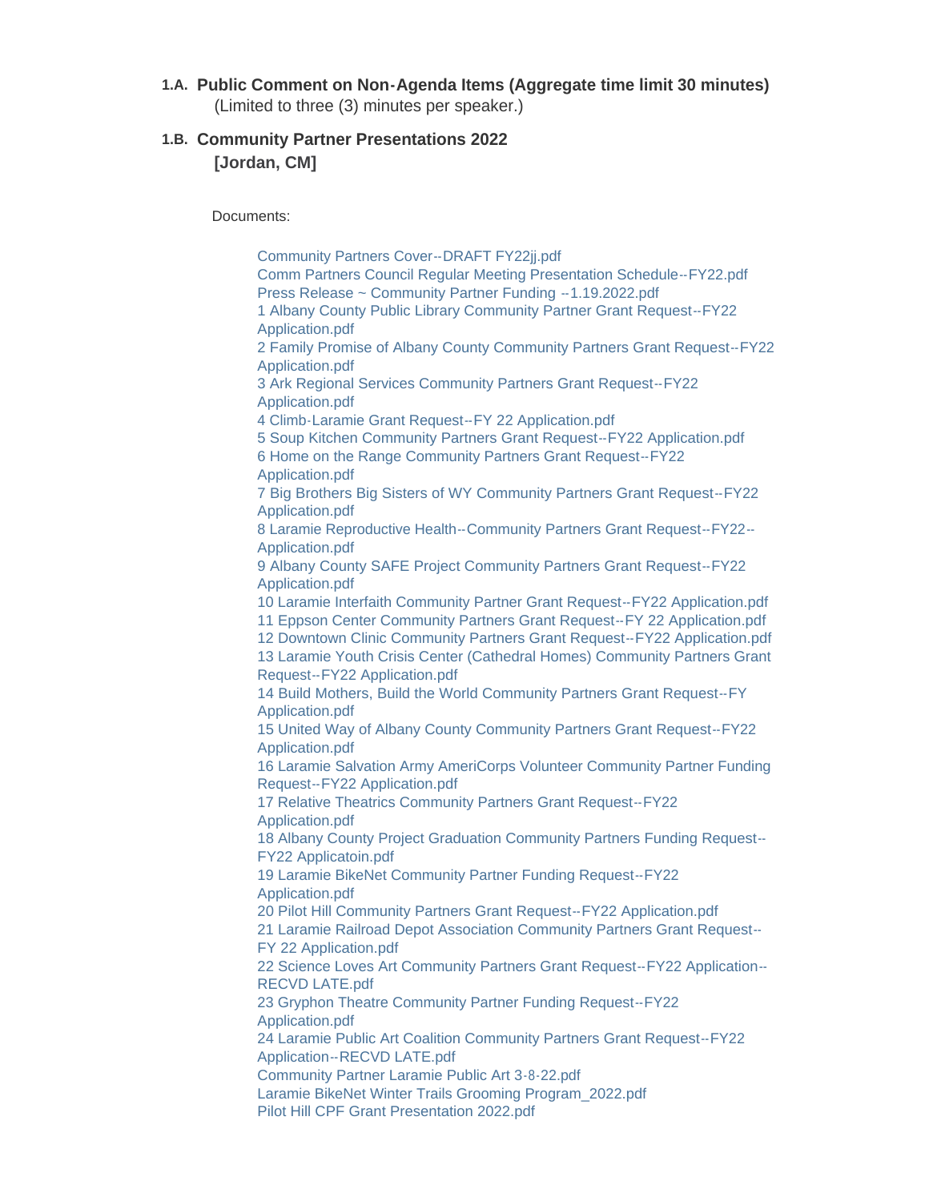**1.A. Public Comment on Non-Agenda Items (Aggregate time limit 30 minutes)**
(Limited to three (3) minutes per speaker.)

**1.B. Community Partner Presentations 2022**
**[Jordan, CM]**

Documents:

- Community Partners Cover--DRAFT FY22jj.pdf
- Comm Partners Council Regular Meeting Presentation Schedule--FY22.pdf
- Press Release ~ Community Partner Funding --1.19.2022.pdf
- 1 Albany County Public Library Community Partner Grant Request--FY22 Application.pdf
- 2 Family Promise of Albany County Community Partners Grant Request--FY22 Application.pdf
- 3 Ark Regional Services Community Partners Grant Request--FY22 Application.pdf
- 4 Climb-Laramie Grant Request--FY 22 Application.pdf
- 5 Soup Kitchen Community Partners Grant Request--FY22 Application.pdf
- 6 Home on the Range Community Partners Grant Request--FY22 Application.pdf
- 7 Big Brothers Big Sisters of WY Community Partners Grant Request--FY22 Application.pdf
- 8 Laramie Reproductive Health--Community Partners Grant Request--FY22--Application.pdf
- 9 Albany County SAFE Project Community Partners Grant Request--FY22 Application.pdf
- 10 Laramie Interfaith Community Partner Grant Request--FY22 Application.pdf
- 11 Eppson Center Community Partners Grant Request--FY 22 Application.pdf
- 12 Downtown Clinic Community Partners Grant Request--FY22 Application.pdf
- 13 Laramie Youth Crisis Center (Cathedral Homes) Community Partners Grant Request--FY22 Application.pdf
- 14 Build Mothers, Build the World Community Partners Grant Request--FY Application.pdf
- 15 United Way of Albany County Community Partners Grant Request--FY22 Application.pdf
- 16 Laramie Salvation Army AmeriCorps Volunteer Community Partner Funding Request--FY22 Application.pdf
- 17 Relative Theatrics Community Partners Grant Request--FY22 Application.pdf
- 18 Albany County Project Graduation Community Partners Funding Request--FY22 Applicatoin.pdf
- 19 Laramie BikeNet Community Partner Funding Request--FY22 Application.pdf
- 20 Pilot Hill Community Partners Grant Request--FY22 Application.pdf
- 21 Laramie Railroad Depot Association Community Partners Grant Request--FY 22 Application.pdf
- 22 Science Loves Art Community Partners Grant Request--FY22 Application--RECVD LATE.pdf
- 23 Gryphon Theatre Community Partner Funding Request--FY22 Application.pdf
- 24 Laramie Public Art Coalition Community Partners Grant Request--FY22 Application--RECVD LATE.pdf
- Community Partner Laramie Public Art 3-8-22.pdf
- Laramie BikeNet Winter Trails Grooming Program_2022.pdf
- Pilot Hill CPF Grant Presentation 2022.pdf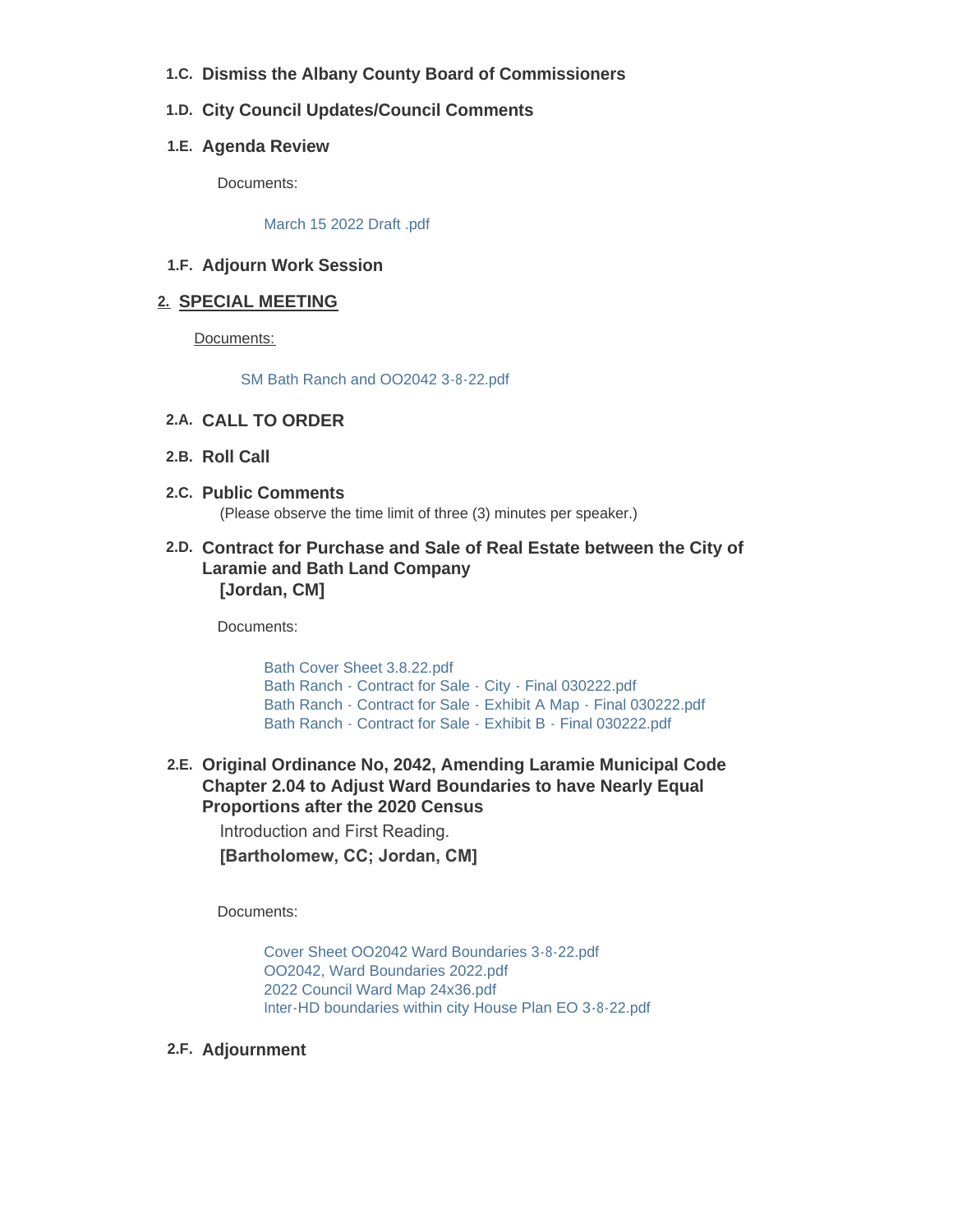**1.C. Dismiss the Albany County Board of Commissioners**

**1.D. City Council Updates/Council Comments**

**1.E. Agenda Review**

Documents:

March 15 2022 Draft .pdf

**1.F. Adjourn Work Session**

## 2. SPECIAL MEETING

Documents:

SM Bath Ranch and OO2042 3-8-22.pdf

**2.A. CALL TO ORDER**

**2.B. Roll Call**

**2.C. Public Comments**

(Please observe the time limit of three (3) minutes per speaker.)

**2.D. Contract for Purchase and Sale of Real Estate between the City of Laramie and Bath Land Company**
**[Jordan, CM]**

Documents:

Bath Cover Sheet 3.8.22.pdf
Bath Ranch - Contract for Sale - City - Final 030222.pdf
Bath Ranch - Contract for Sale - Exhibit A Map - Final 030222.pdf
Bath Ranch - Contract for Sale - Exhibit B - Final 030222.pdf

**2.E. Original Ordinance No, 2042, Amending Laramie Municipal Code Chapter 2.04 to Adjust Ward Boundaries to have Nearly Equal Proportions after the 2020 Census**

Introduction and First Reading.

**[Bartholomew, CC; Jordan, CM]**

Documents:

Cover Sheet OO2042 Ward Boundaries 3-8-22.pdf
OO2042, Ward Boundaries 2022.pdf
2022 Council Ward Map 24x36.pdf
Inter-HD boundaries within city House Plan EO 3-8-22.pdf

**2.F. Adjournment**